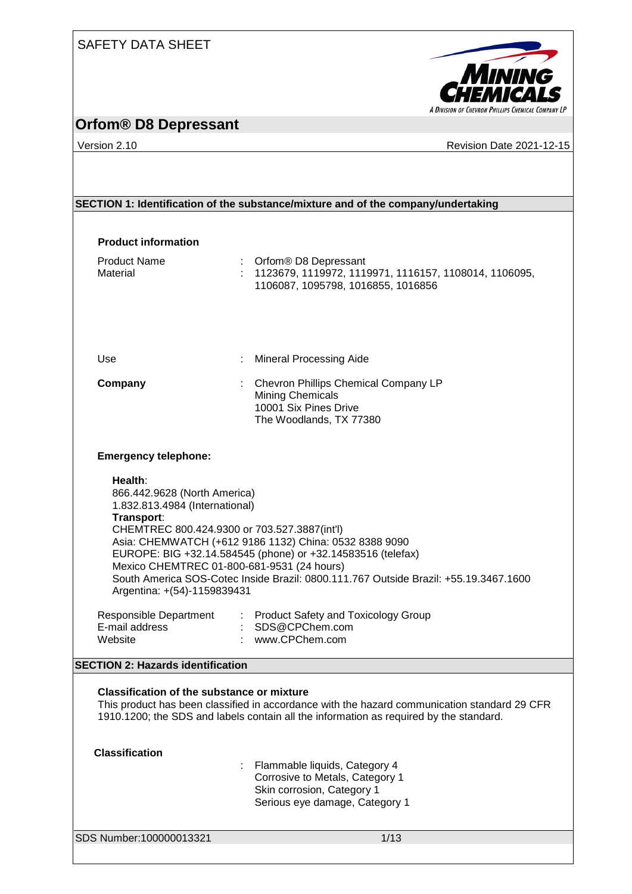SAFETY DATA SHEET

# Orfom® D8 Depressant

Version 2.10 Revision Date 2021-12-15

## SECTION 1: Identification of the substance/mixture and of the company/undertaking

### Product information

| | | |
|---|---|---|
| Product Name | : | Orfom® D8 Depressant |
| Material | : | 1123679, 1119972, 1119971, 1116157, 1108014, 1106095, 1106087, 1095798, 1016855, 1016856 |
| Use | : | Mineral Processing Aide |
| **Company** | : | Chevron Phillips Chemical Company LP<br>Mining Chemicals<br>10001 Six Pines Drive<br>The Woodlands, TX 77380 |

**Emergency telephone:**

**Health**:
866.442.9628 (North America)
1.832.813.4984 (International)
**Transport**:
CHEMTREC 800.424.9300 or 703.527.3887(int'l)
Asia: CHEMWATCH (+612 9186 1132) China: 0532 8388 9090
EUROPE: BIG +32.14.584545 (phone) or +32.14583516 (telefax)
Mexico CHEMTREC 01-800-681-9531 (24 hours)
South America SOS-Cotec Inside Brazil: 0800.111.767 Outside Brazil: +55.19.3467.1600
Argentina: +(54)-1159839431

| | | |
|---|---|---|
| Responsible Department | : | Product Safety and Toxicology Group |
| E-mail address | : | SDS@CPChem.com |
| Website | : | www.CPChem.com |

## SECTION 2: Hazards identification

**Classification of the substance or mixture**
This product has been classified in accordance with the hazard communication standard 29 CFR 1910.1200; the SDS and labels contain all the information as required by the standard.

**Classification**

: Flammable liquids, Category 4
Corrosive to Metals, Category 1
Skin corrosion, Category 1
Serious eye damage, Category 1

SDS Number:100000013321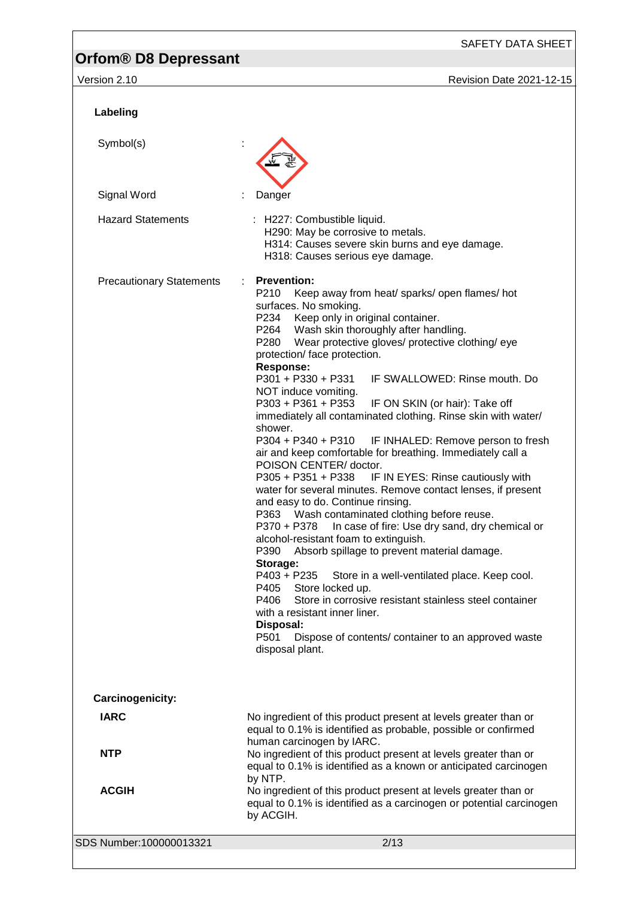### Labeling

Symbol(s) :

Signal Word : Danger

Hazard Statements : H227: Combustible liquid.
H290: May be corrosive to metals.
H314: Causes severe skin burns and eye damage.
H318: Causes serious eye damage.

Precautionary Statements :

**Prevention:**

P210 Keep away from heat/ sparks/ open flames/ hot surfaces. No smoking.
P234 Keep only in original container.
P264 Wash skin thoroughly after handling.
P280 Wear protective gloves/ protective clothing/ eye protection/ face protection.

**Response:**

P301 + P330 + P331 IF SWALLOWED: Rinse mouth. Do NOT induce vomiting.
P303 + P361 + P353 IF ON SKIN (or hair): Take off immediately all contaminated clothing. Rinse skin with water/ shower.
P304 + P340 + P310 IF INHALED: Remove person to fresh air and keep comfortable for breathing. Immediately call a POISON CENTER/ doctor.
P305 + P351 + P338 IF IN EYES: Rinse cautiously with water for several minutes. Remove contact lenses, if present and easy to do. Continue rinsing.
P363 Wash contaminated clothing before reuse.
P370 + P378 In case of fire: Use dry sand, dry chemical or alcohol-resistant foam to extinguish.
P390 Absorb spillage to prevent material damage.

**Storage:**

P403 + P235 Store in a well-ventilated place. Keep cool.
P405 Store locked up.
P406 Store in corrosive resistant stainless steel container with a resistant inner liner.

**Disposal:**

P501 Dispose of contents/ container to an approved waste disposal plant.

### Carcinogenicity:

**IARC** No ingredient of this product present at levels greater than or equal to 0.1% is identified as probable, possible or confirmed human carcinogen by IARC.

**NTP** No ingredient of this product present at levels greater than or equal to 0.1% is identified as a known or anticipated carcinogen by NTP.

**ACGIH** No ingredient of this product present at levels greater than or equal to 0.1% is identified as a carcinogen or potential carcinogen by ACGIH.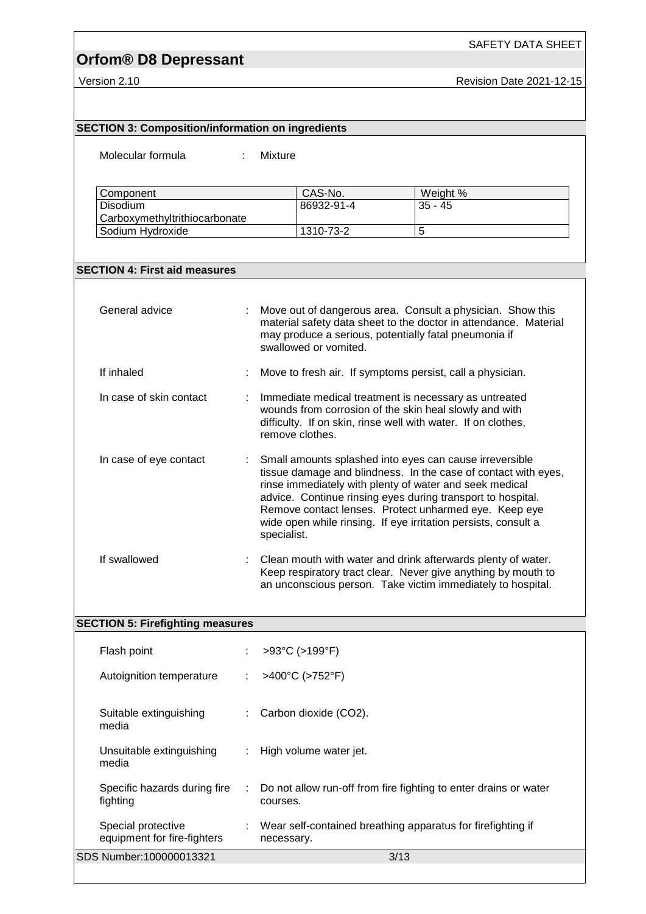## SECTION 3: Composition/information on ingredients

Molecular formula : Mixture

| Component | CAS-No. | Weight % |
|---|---|---|
| Disodium Carboxymethyltrithiocarbonate | 86932-91-4 | 35 - 45 |
| Sodium Hydroxide | 1310-73-2 | 5 |

## SECTION 4: First aid measures

General advice : Move out of dangerous area. Consult a physician. Show this material safety data sheet to the doctor in attendance. Material may produce a serious, potentially fatal pneumonia if swallowed or vomited.

If inhaled : Move to fresh air. If symptoms persist, call a physician.

In case of skin contact : Immediate medical treatment is necessary as untreated wounds from corrosion of the skin heal slowly and with difficulty. If on skin, rinse well with water. If on clothes, remove clothes.

In case of eye contact : Small amounts splashed into eyes can cause irreversible tissue damage and blindness. In the case of contact with eyes, rinse immediately with plenty of water and seek medical advice. Continue rinsing eyes during transport to hospital. Remove contact lenses. Protect unharmed eye. Keep eye wide open while rinsing. If eye irritation persists, consult a specialist.

If swallowed : Clean mouth with water and drink afterwards plenty of water. Keep respiratory tract clear. Never give anything by mouth to an unconscious person. Take victim immediately to hospital.

## SECTION 5: Firefighting measures

Flash point : >93°C (>199°F)

Autoignition temperature : >400°C (>752°F)

Suitable extinguishing media : Carbon dioxide ($CO_2$).

Unsuitable extinguishing media : High volume water jet.

Specific hazards during fire fighting : Do not allow run-off from fire fighting to enter drains or water courses.

Special protective equipment for fire-fighters : Wear self-contained breathing apparatus for firefighting if necessary.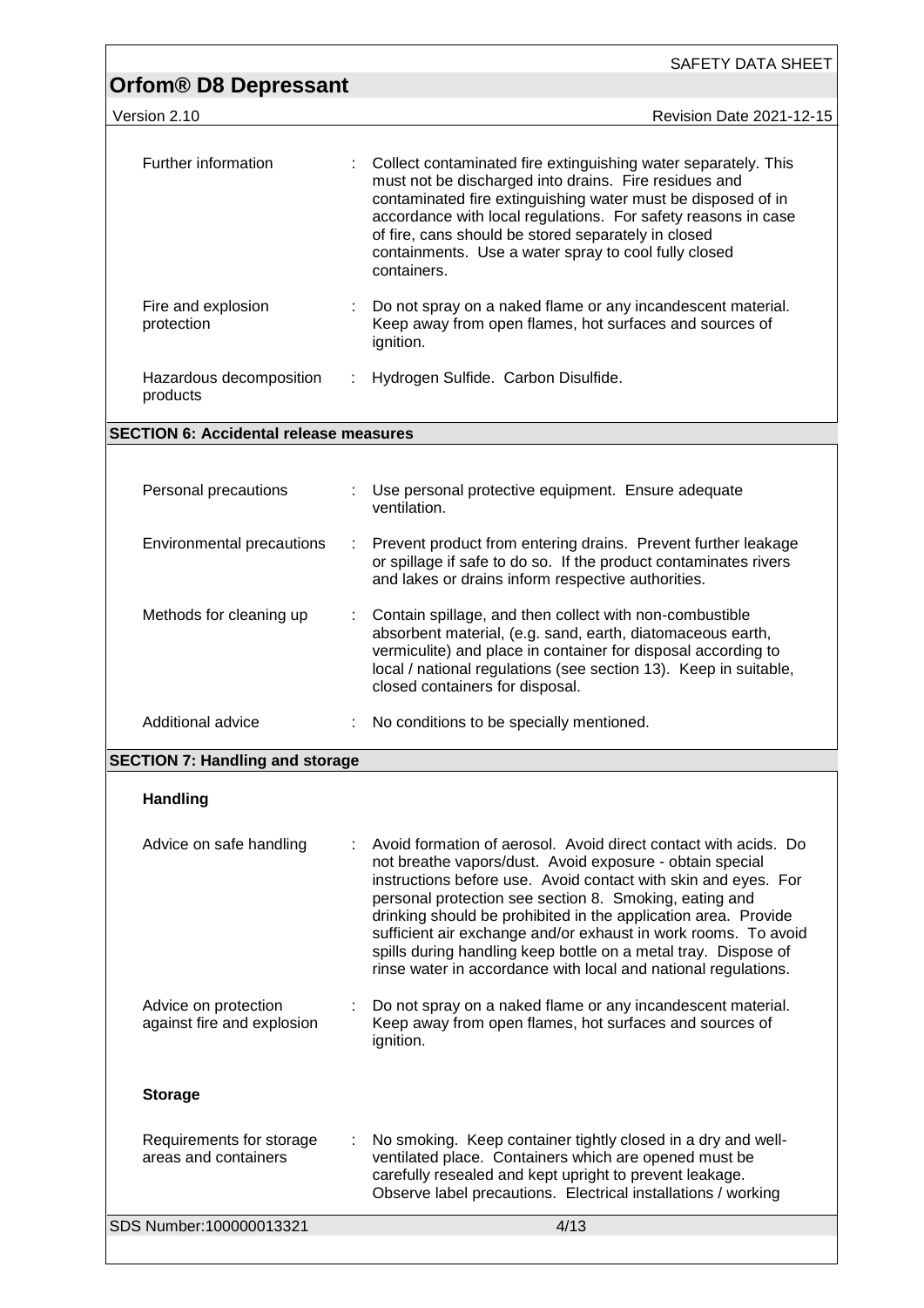| | |
|---|---|
| Further information | : Collect contaminated fire extinguishing water separately. This must not be discharged into drains. Fire residues and contaminated fire extinguishing water must be disposed of in accordance with local regulations. For safety reasons in case of fire, cans should be stored separately in closed containments. Use a water spray to cool fully closed containers. |
| Fire and explosion protection | : Do not spray on a naked flame or any incandescent material. Keep away from open flames, hot surfaces and sources of ignition. |
| Hazardous decomposition products | : Hydrogen Sulfide. Carbon Disulfide. |

## SECTION 6: Accidental release measures

| | |
|---|---|
| Personal precautions | : Use personal protective equipment. Ensure adequate ventilation. |
| Environmental precautions | : Prevent product from entering drains. Prevent further leakage or spillage if safe to do so. If the product contaminates rivers and lakes or drains inform respective authorities. |
| Methods for cleaning up | : Contain spillage, and then collect with non-combustible absorbent material, (e.g. sand, earth, diatomaceous earth, vermiculite) and place in container for disposal according to local / national regulations (see section 13). Keep in suitable, closed containers for disposal. |
| Additional advice | : No conditions to be specially mentioned. |

## SECTION 7: Handling and storage

### Handling

| | |
|---|---|
| Advice on safe handling | : Avoid formation of aerosol. Avoid direct contact with acids. Do not breathe vapors/dust. Avoid exposure - obtain special instructions before use. Avoid contact with skin and eyes. For personal protection see section 8. Smoking, eating and drinking should be prohibited in the application area. Provide sufficient air exchange and/or exhaust in work rooms. To avoid spills during handling keep bottle on a metal tray. Dispose of rinse water in accordance with local and national regulations. |
| Advice on protection against fire and explosion | : Do not spray on a naked flame or any incandescent material. Keep away from open flames, hot surfaces and sources of ignition. |

### Storage

| | |
|---|---|
| Requirements for storage areas and containers | : No smoking. Keep container tightly closed in a dry and well-ventilated place. Containers which are opened must be carefully resealed and kept upright to prevent leakage. Observe label precautions. Electrical installations / working |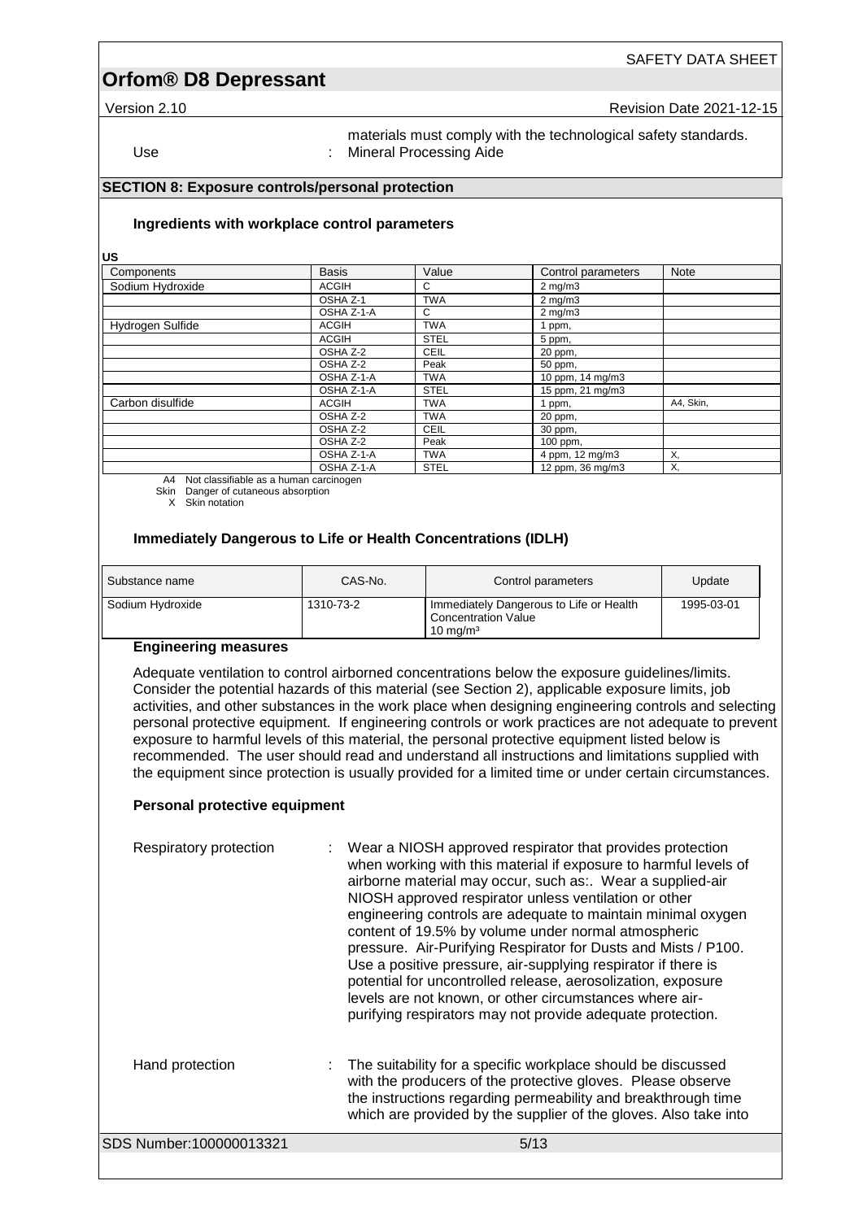materials must comply with the technological safety standards.

Use : Mineral Processing Aide

## SECTION 8: Exposure controls/personal protection

### Ingredients with workplace control parameters

**US**

| Components | Basis | Value | Control parameters | Note |
|---|---|---|---|---|
| Sodium Hydroxide | ACGIH | C | 2 mg/m3 | |
| | OSHA Z-1 | TWA | 2 mg/m3 | |
| | OSHA Z-1-A | C | 2 mg/m3 | |
| Hydrogen Sulfide | ACGIH | TWA | 1 ppm, | |
| | ACGIH | STEL | 5 ppm, | |
| | OSHA Z-2 | CEIL | 20 ppm, | |
| | OSHA Z-2 | Peak | 50 ppm, | |
| | OSHA Z-1-A | TWA | 10 ppm, 14 mg/m3 | |
| | OSHA Z-1-A | STEL | 15 ppm, 21 mg/m3 | |
| Carbon disulfide | ACGIH | TWA | 1 ppm, | A4, Skin, |
| | OSHA Z-2 | TWA | 20 ppm, | |
| | OSHA Z-2 | CEIL | 30 ppm, | |
| | OSHA Z-2 | Peak | 100 ppm, | |
| | OSHA Z-1-A | TWA | 4 ppm, 12 mg/m3 | X, |
| | OSHA Z-1-A | STEL | 12 ppm, 36 mg/m3 | X, |

A4 Not classifiable as a human carcinogen
Skin Danger of cutaneous absorption
X Skin notation

### Immediately Dangerous to Life or Health Concentrations (IDLH)

| Substance name | CAS-No. | Control parameters | Update |
|---|---|---|---|
| Sodium Hydroxide | 1310-73-2 | Immediately Dangerous to Life or Health Concentration Value 10 mg/m³ | 1995-03-01 |

### Engineering measures

Adequate ventilation to control airborned concentrations below the exposure guidelines/limits. Consider the potential hazards of this material (see Section 2), applicable exposure limits, job activities, and other substances in the work place when designing engineering controls and selecting personal protective equipment. If engineering controls or work practices are not adequate to prevent exposure to harmful levels of this material, the personal protective equipment listed below is recommended. The user should read and understand all instructions and limitations supplied with the equipment since protection is usually provided for a limited time or under certain circumstances.

### Personal protective equipment

Respiratory protection : Wear a NIOSH approved respirator that provides protection when working with this material if exposure to harmful levels of airborne material may occur, such as:. Wear a supplied-air NIOSH approved respirator unless ventilation or other engineering controls are adequate to maintain minimal oxygen content of 19.5% by volume under normal atmospheric pressure. Air-Purifying Respirator for Dusts and Mists / P100. Use a positive pressure, air-supplying respirator if there is potential for uncontrolled release, aerosolization, exposure levels are not known, or other circumstances where air-purifying respirators may not provide adequate protection.

Hand protection : The suitability for a specific workplace should be discussed with the producers of the protective gloves. Please observe the instructions regarding permeability and breakthrough time which are provided by the supplier of the gloves. Also take into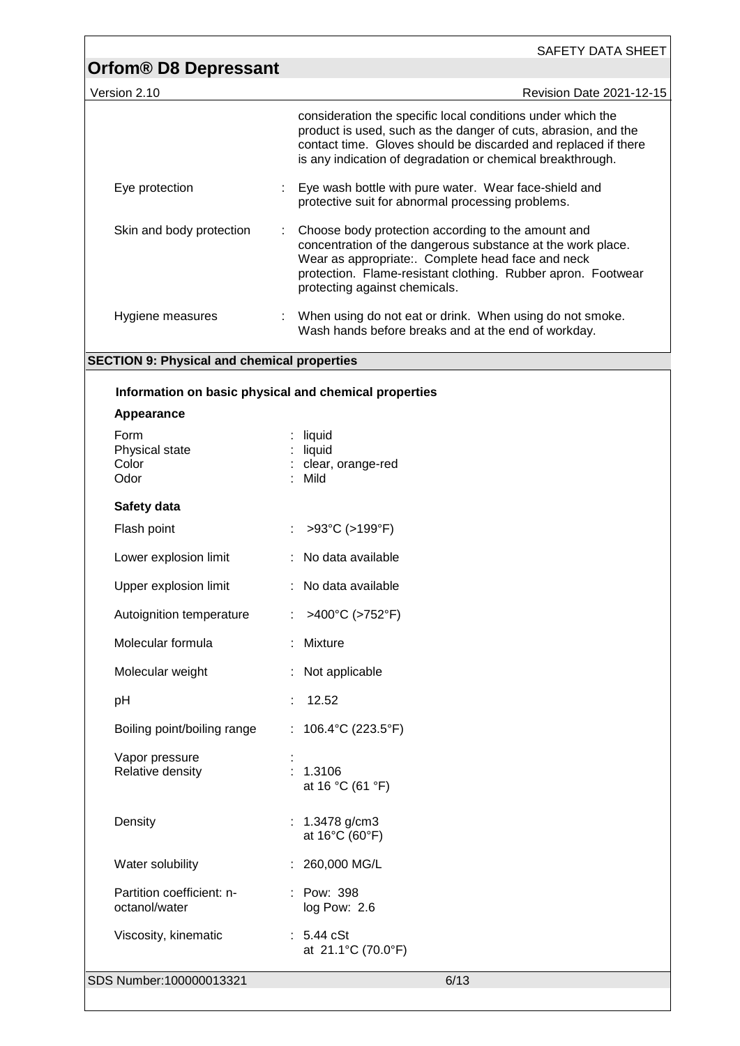| | | |
|---|---|---|
| | | consideration the specific local conditions under which the product is used, such as the danger of cuts, abrasion, and the contact time. Gloves should be discarded and replaced if there is any indication of degradation or chemical breakthrough. |
| Eye protection | : | Eye wash bottle with pure water. Wear face-shield and protective suit for abnormal processing problems. |
| Skin and body protection | : | Choose body protection according to the amount and concentration of the dangerous substance at the work place. Wear as appropriate:. Complete head face and neck protection. Flame-resistant clothing. Rubber apron. Footwear protecting against chemicals. |
| Hygiene measures | : | When using do not eat or drink. When using do not smoke. Wash hands before breaks and at the end of workday. |

## SECTION 9: Physical and chemical properties

### Information on basic physical and chemical properties

**Appearance**

| | | |
|---|---|---|
| Form | : | liquid |
| Physical state | : | liquid |
| Color | : | clear, orange-red |
| Odor | : | Mild |

**Safety data**

| | | |
|---|---|---|
| Flash point | : | >93°C (>199°F) |
| Lower explosion limit | : | No data available |
| Upper explosion limit | : | No data available |
| Autoignition temperature | : | >400°C (>752°F) |
| Molecular formula | : | Mixture |
| Molecular weight | : | Not applicable |
| pH | : | 12.52 |
| Boiling point/boiling range | : | 106.4°C (223.5°F) |
| Vapor pressure | : | |
| Relative density | : | 1.3106<br>at 16 °C (61 °F) |
| Density | : | 1.3478 g/cm3<br>at 16°C (60°F) |
| Water solubility | : | 260,000 MG/L |
| Partition coefficient: n-octanol/water | : | Pow: 398<br>log Pow: 2.6 |
| Viscosity, kinematic | : | 5.44 cSt<br>at 21.1°C (70.0°F) |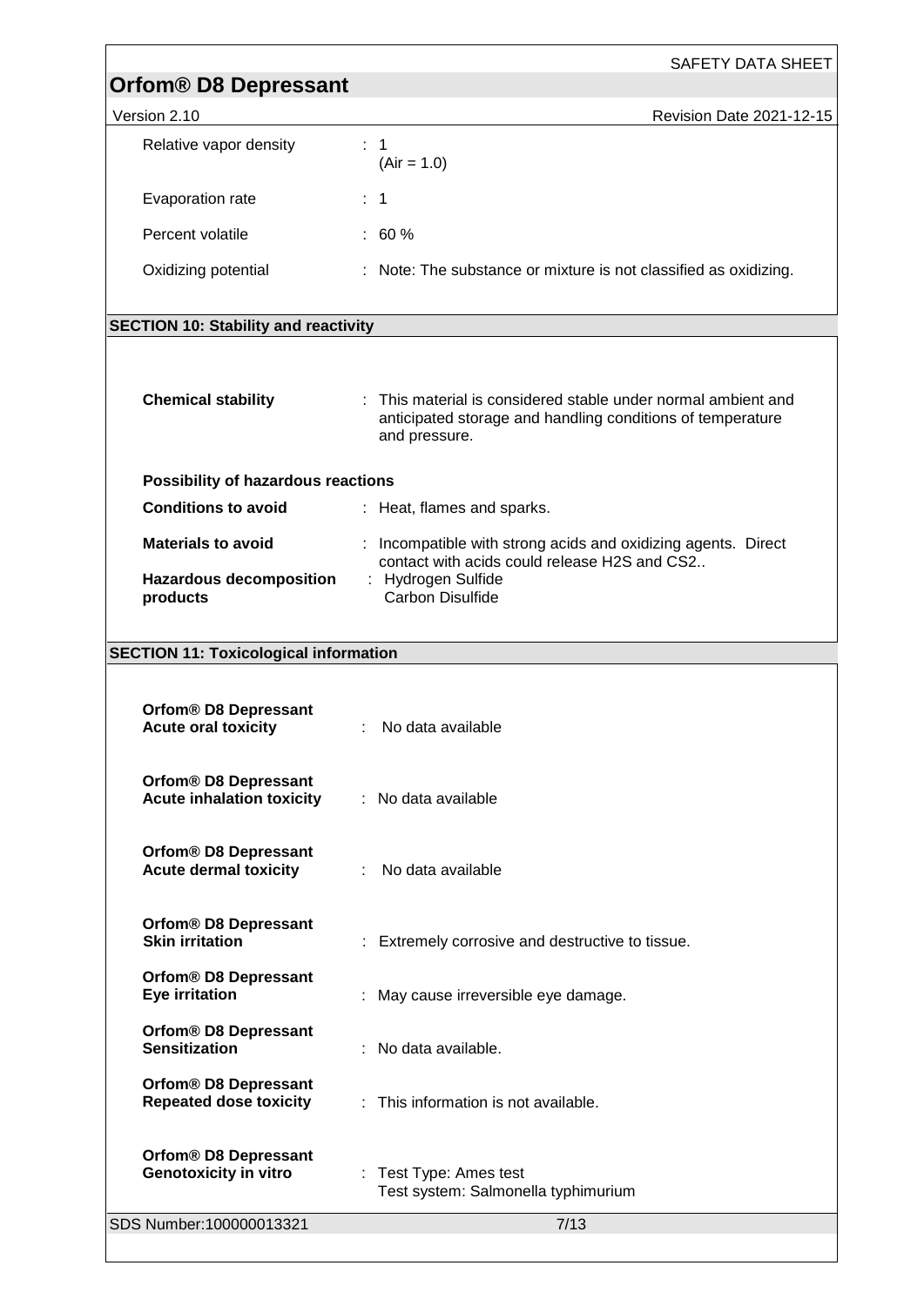| | | |
|---|---|---|
| Relative vapor density | : | 1<br>(Air = 1.0) |
| Evaporation rate | : | 1 |
| Percent volatile | : | 60 % |
| Oxidizing potential | : | Note: The substance or mixture is not classified as oxidizing. |

## SECTION 10: Stability and reactivity

| | | |
|---|---|---|
| **Chemical stability** | : | This material is considered stable under normal ambient and anticipated storage and handling conditions of temperature and pressure. |

**Possibility of hazardous reactions**

| | | |
|---|---|---|
| **Conditions to avoid** | : | Heat, flames and sparks. |
| **Materials to avoid** | : | Incompatible with strong acids and oxidizing agents. Direct contact with acids could release $H_2S$ and $CS_2$.. |
| **Hazardous decomposition products** | : | Hydrogen Sulfide<br>Carbon Disulfide |

## SECTION 11: Toxicological information

| | | |
|---|---|---|
| **Orfom® D8 Depressant**<br>**Acute oral toxicity** | : | No data available |
| **Orfom® D8 Depressant**<br>**Acute inhalation toxicity** | : | No data available |
| **Orfom® D8 Depressant**<br>**Acute dermal toxicity** | : | No data available |
| **Orfom® D8 Depressant**<br>**Skin irritation** | : | Extremely corrosive and destructive to tissue. |
| **Orfom® D8 Depressant**<br>**Eye irritation** | : | May cause irreversible eye damage. |
| **Orfom® D8 Depressant**<br>**Sensitization** | : | No data available. |
| **Orfom® D8 Depressant**<br>**Repeated dose toxicity** | : | This information is not available. |
| **Orfom® D8 Depressant**<br>**Genotoxicity in vitro** | : | Test Type: Ames test<br>Test system: Salmonella typhimurium |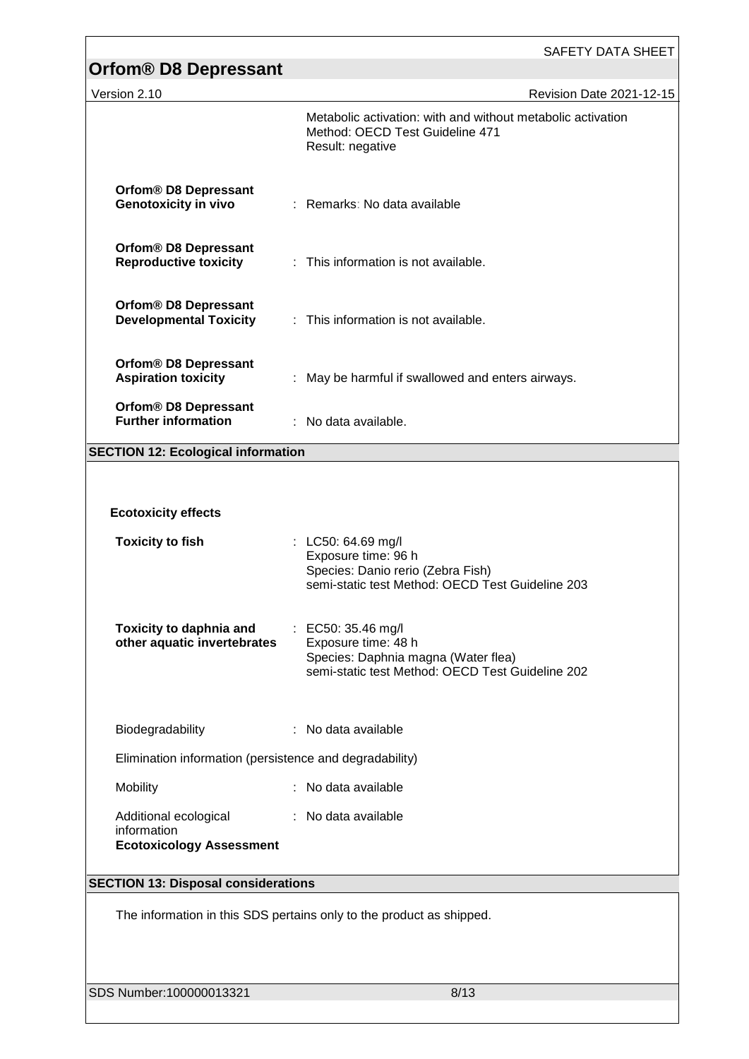Metabolic activation: with and without metabolic activation
Method: OECD Test Guideline 471
Result: negative

**Orfom® D8 Depressant**
**Genotoxicity in vivo** : Remarks: No data available

**Orfom® D8 Depressant**
**Reproductive toxicity** : This information is not available.

**Orfom® D8 Depressant**
**Developmental Toxicity** : This information is not available.

**Orfom® D8 Depressant**
**Aspiration toxicity** : May be harmful if swallowed and enters airways.

**Orfom® D8 Depressant**
**Further information** : No data available.

## SECTION 12: Ecological information

### Ecotoxicity effects

**Toxicity to fish** : LC50: 64.69 mg/l
Exposure time: 96 h
Species: Danio rerio (Zebra Fish)
semi-static test Method: OECD Test Guideline 203

**Toxicity to daphnia and other aquatic invertebrates** : EC50: 35.46 mg/l
Exposure time: 48 h
Species: Daphnia magna (Water flea)
semi-static test Method: OECD Test Guideline 202

Biodegradability : No data available

Elimination information (persistence and degradability)

Mobility : No data available

Additional ecological information : No data available

**Ecotoxicology Assessment**

## SECTION 13: Disposal considerations

The information in this SDS pertains only to the product as shipped.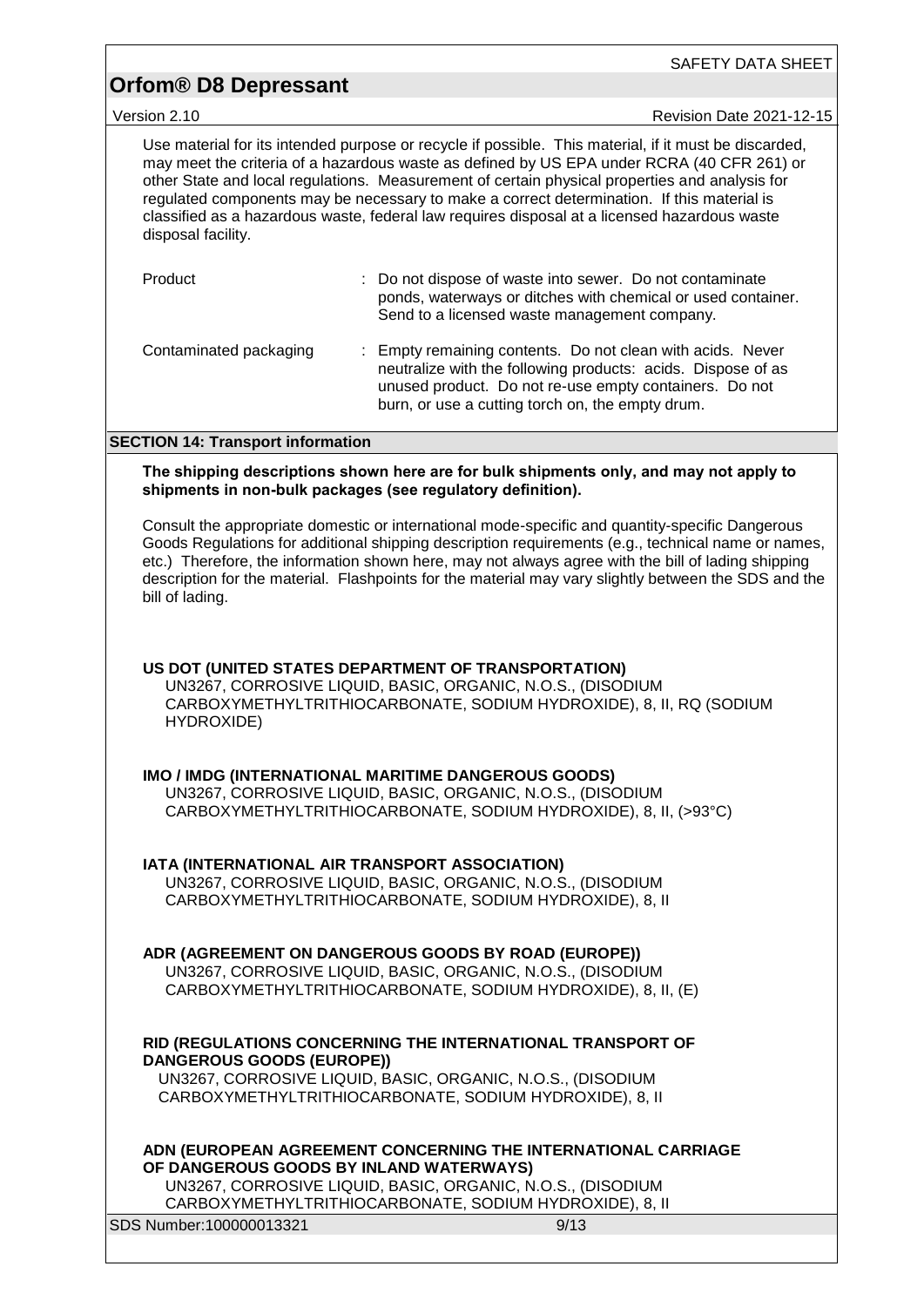Use material for its intended purpose or recycle if possible. This material, if it must be discarded, may meet the criteria of a hazardous waste as defined by US EPA under RCRA (40 CFR 261) or other State and local regulations. Measurement of certain physical properties and analysis for regulated components may be necessary to make a correct determination. If this material is classified as a hazardous waste, federal law requires disposal at a licensed hazardous waste disposal facility.

| | |
|---|---|
| Product | : Do not dispose of waste into sewer. Do not contaminate ponds, waterways or ditches with chemical or used container. Send to a licensed waste management company. |
| Contaminated packaging | : Empty remaining contents. Do not clean with acids. Never neutralize with the following products: acids. Dispose of as unused product. Do not re-use empty containers. Do not burn, or use a cutting torch on, the empty drum. |

## SECTION 14: Transport information

**The shipping descriptions shown here are for bulk shipments only, and may not apply to shipments in non-bulk packages (see regulatory definition).**

Consult the appropriate domestic or international mode-specific and quantity-specific Dangerous Goods Regulations for additional shipping description requirements (e.g., technical name or names, etc.) Therefore, the information shown here, may not always agree with the bill of lading shipping description for the material. Flashpoints for the material may vary slightly between the SDS and the bill of lading.

**US DOT (UNITED STATES DEPARTMENT OF TRANSPORTATION)**
UN3267, CORROSIVE LIQUID, BASIC, ORGANIC, N.O.S., (DISODIUM CARBOXYMETHYLTRITHIOCARBONATE, SODIUM HYDROXIDE), 8, II, RQ (SODIUM HYDROXIDE)

**IMO / IMDG (INTERNATIONAL MARITIME DANGEROUS GOODS)**
UN3267, CORROSIVE LIQUID, BASIC, ORGANIC, N.O.S., (DISODIUM CARBOXYMETHYLTRITHIOCARBONATE, SODIUM HYDROXIDE), 8, II, (>93°C)

**IATA (INTERNATIONAL AIR TRANSPORT ASSOCIATION)**
UN3267, CORROSIVE LIQUID, BASIC, ORGANIC, N.O.S., (DISODIUM CARBOXYMETHYLTRITHIOCARBONATE, SODIUM HYDROXIDE), 8, II

**ADR (AGREEMENT ON DANGEROUS GOODS BY ROAD (EUROPE))**
UN3267, CORROSIVE LIQUID, BASIC, ORGANIC, N.O.S., (DISODIUM CARBOXYMETHYLTRITHIOCARBONATE, SODIUM HYDROXIDE), 8, II, (E)

**RID (REGULATIONS CONCERNING THE INTERNATIONAL TRANSPORT OF DANGEROUS GOODS (EUROPE))**
UN3267, CORROSIVE LIQUID, BASIC, ORGANIC, N.O.S., (DISODIUM CARBOXYMETHYLTRITHIOCARBONATE, SODIUM HYDROXIDE), 8, II

**ADN (EUROPEAN AGREEMENT CONCERNING THE INTERNATIONAL CARRIAGE OF DANGEROUS GOODS BY INLAND WATERWAYS)**
UN3267, CORROSIVE LIQUID, BASIC, ORGANIC, N.O.S., (DISODIUM CARBOXYMETHYLTRITHIOCARBONATE, SODIUM HYDROXIDE), 8, II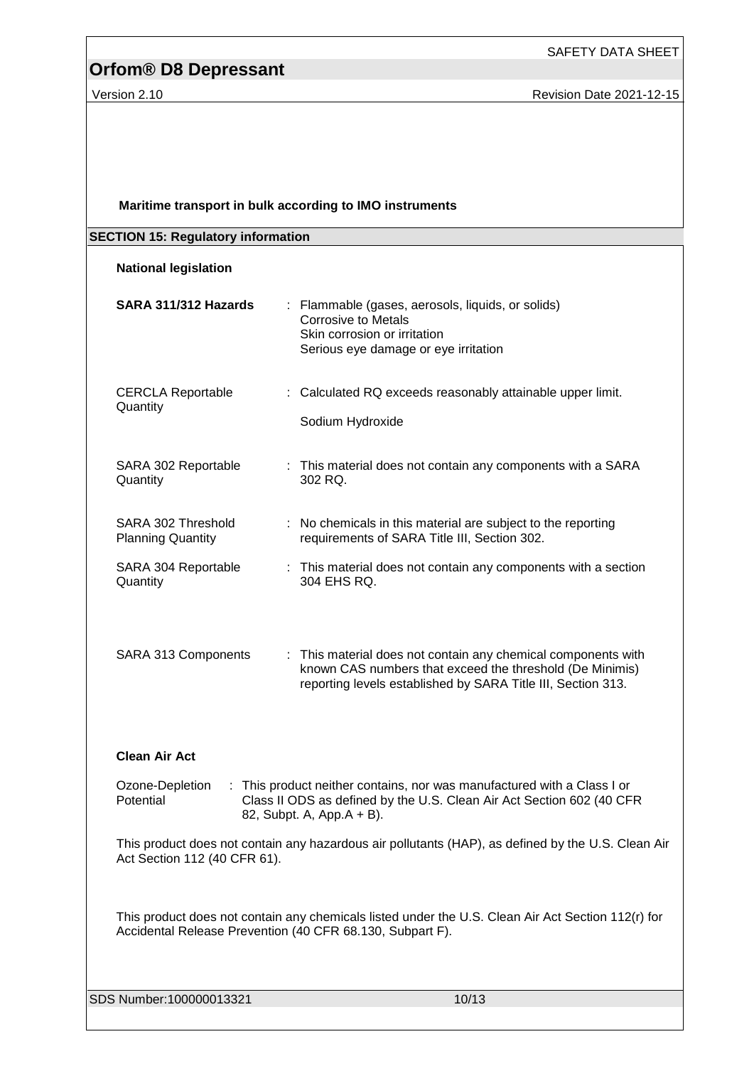**Maritime transport in bulk according to IMO instruments**

## SECTION 15: Regulatory information

**National legislation**

**SARA 311/312 Hazards** : Flammable (gases, aerosols, liquids, or solids)
Corrosive to Metals
Skin corrosion or irritation
Serious eye damage or eye irritation

CERCLA Reportable Quantity : Calculated RQ exceeds reasonably attainable upper limit.

Sodium Hydroxide

SARA 302 Reportable Quantity : This material does not contain any components with a SARA 302 RQ.

SARA 302 Threshold Planning Quantity : No chemicals in this material are subject to the reporting requirements of SARA Title III, Section 302.

SARA 304 Reportable Quantity : This material does not contain any components with a section 304 EHS RQ.

SARA 313 Components : This material does not contain any chemical components with known CAS numbers that exceed the threshold (De Minimis) reporting levels established by SARA Title III, Section 313.

**Clean Air Act**

Ozone-Depletion Potential : This product neither contains, nor was manufactured with a Class I or Class II ODS as defined by the U.S. Clean Air Act Section 602 (40 CFR 82, Subpt. A, App.A + B).

This product does not contain any hazardous air pollutants (HAP), as defined by the U.S. Clean Air Act Section 112 (40 CFR 61).

This product does not contain any chemicals listed under the U.S. Clean Air Act Section 112(r) for Accidental Release Prevention (40 CFR 68.130, Subpart F).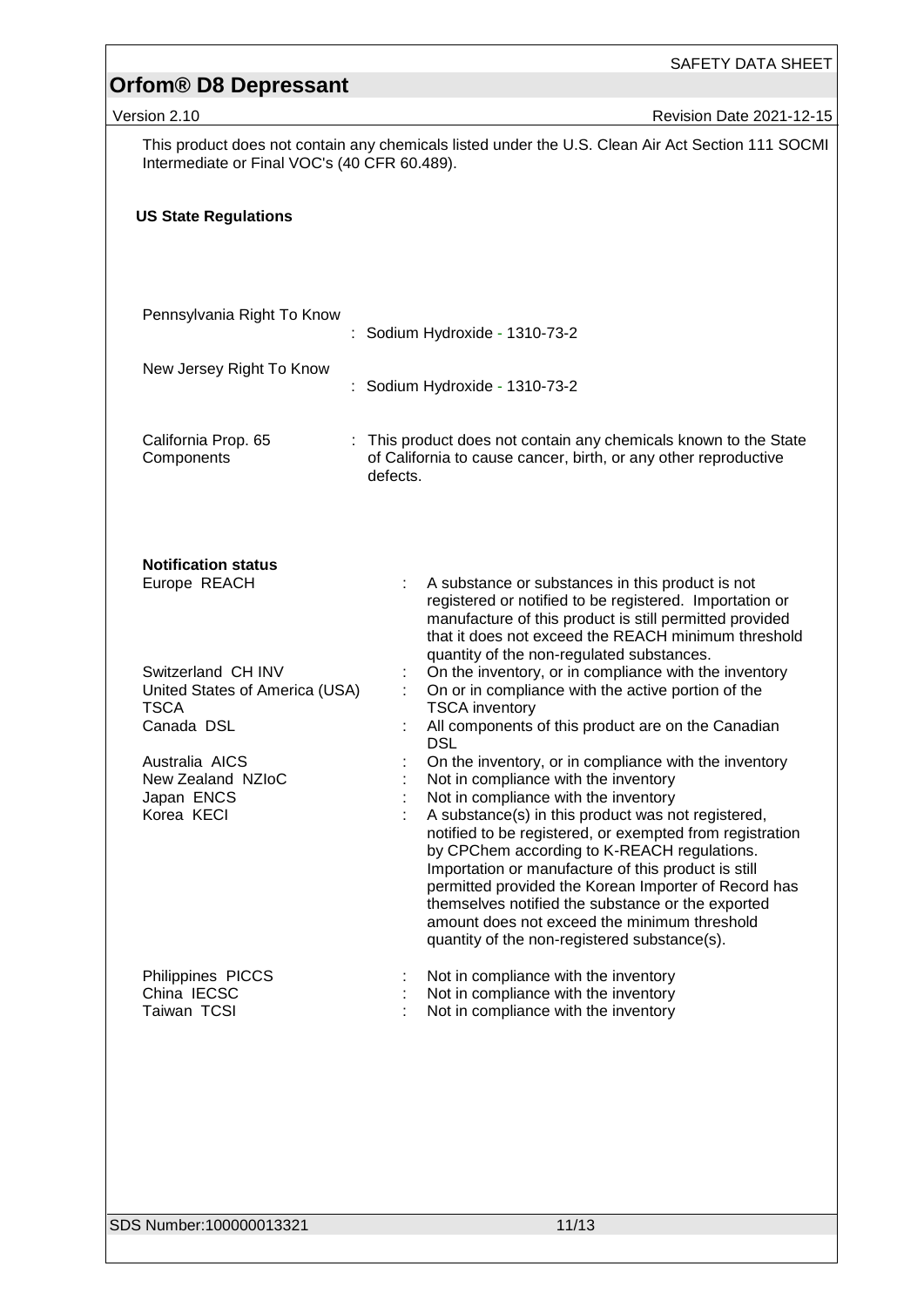This product does not contain any chemicals listed under the U.S. Clean Air Act Section 111 SOCMI Intermediate or Final VOC's (40 CFR 60.489).

**US State Regulations**

| | | |
|---|---|---|
| Pennsylvania Right To Know | : | Sodium Hydroxide - 1310-73-2 |
| New Jersey Right To Know | : | Sodium Hydroxide - 1310-73-2 |
| California Prop. 65 Components | : | This product does not contain any chemicals known to the State of California to cause cancer, birth, or any other reproductive defects. |

**Notification status**

| | | |
|---|---|---|
| Europe REACH | : | A substance or substances in this product is not registered or notified to be registered. Importation or manufacture of this product is still permitted provided that it does not exceed the REACH minimum threshold quantity of the non-regulated substances. |
| Switzerland CH INV | : | On the inventory, or in compliance with the inventory |
| United States of America (USA) TSCA | : | On or in compliance with the active portion of the TSCA inventory |
| Canada DSL | : | All components of this product are on the Canadian DSL |
| Australia AICS | : | On the inventory, or in compliance with the inventory |
| New Zealand NZIoC | : | Not in compliance with the inventory |
| Japan ENCS | : | Not in compliance with the inventory |
| Korea KECI | : | A substance(s) in this product was not registered, notified to be registered, or exempted from registration by CPChem according to K-REACH regulations. Importation or manufacture of this product is still permitted provided the Korean Importer of Record has themselves notified the substance or the exported amount does not exceed the minimum threshold quantity of the non-registered substance(s). |
| Philippines PICCS | : | Not in compliance with the inventory |
| China IECSC | : | Not in compliance with the inventory |
| Taiwan TCSI | : | Not in compliance with the inventory |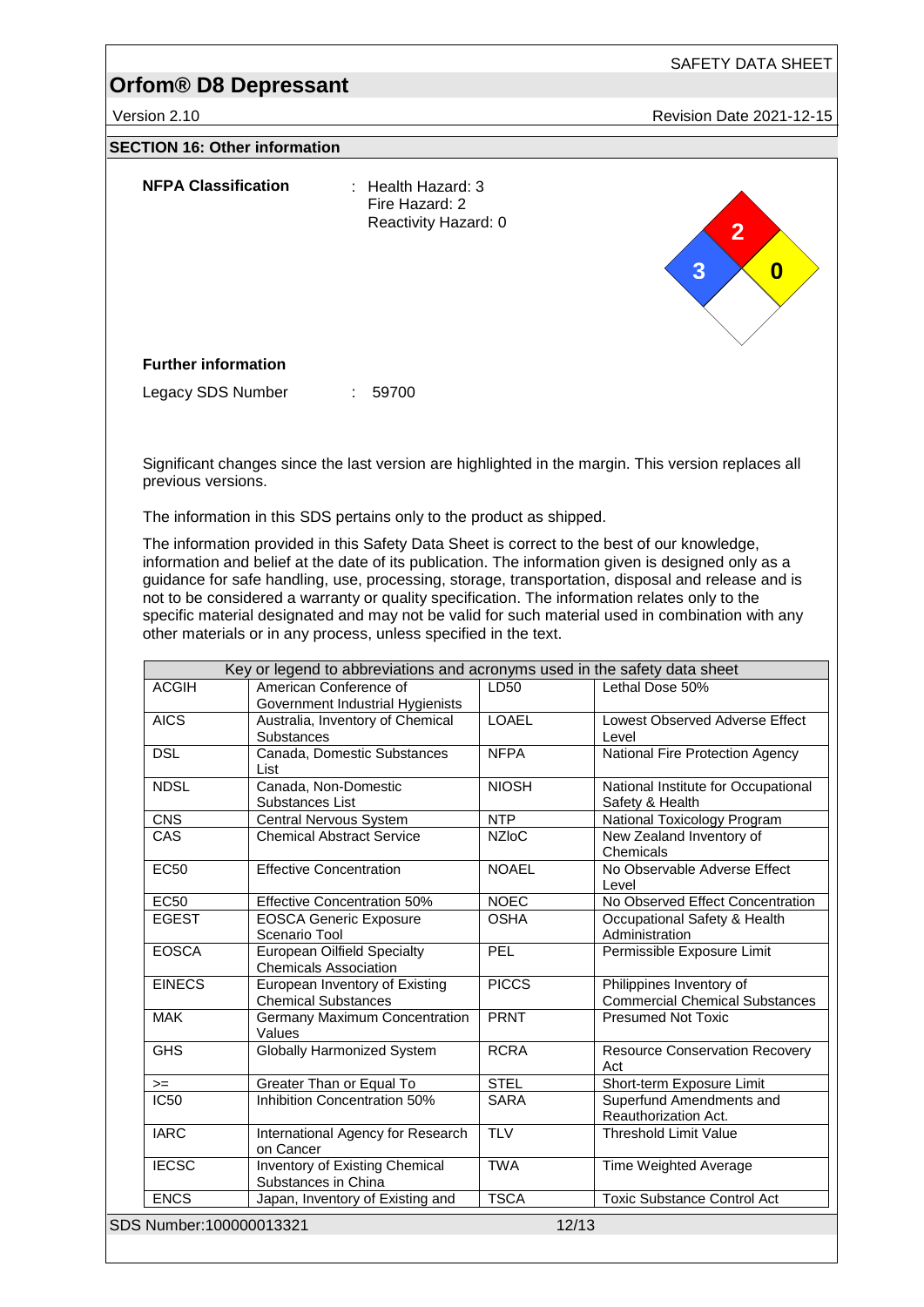## SECTION 16: Other information

**NFPA Classification** : Health Hazard: 3
Fire Hazard: 2
Reactivity Hazard: 0

**Further information**

Legacy SDS Number : 59700

Significant changes since the last version are highlighted in the margin. This version replaces all previous versions.

The information in this SDS pertains only to the product as shipped.

The information provided in this Safety Data Sheet is correct to the best of our knowledge, information and belief at the date of its publication. The information given is designed only as a guidance for safe handling, use, processing, storage, transportation, disposal and release and is not to be considered a warranty or quality specification. The information relates only to the specific material designated and may not be valid for such material used in combination with any other materials or in any process, unless specified in the text.

| Key or legend to abbreviations and acronyms used in the safety data sheet | | | |
|---|---|---|---|
| ACGIH | American Conference of Government Industrial Hygienists | LD50 | Lethal Dose 50% |
| AICS | Australia, Inventory of Chemical Substances | LOAEL | Lowest Observed Adverse Effect Level |
| DSL | Canada, Domestic Substances List | NFPA | National Fire Protection Agency |
| NDSL | Canada, Non-Domestic Substances List | NIOSH | National Institute for Occupational Safety & Health |
| CNS | Central Nervous System | NTP | National Toxicology Program |
| CAS | Chemical Abstract Service | NZIoC | New Zealand Inventory of Chemicals |
| EC50 | Effective Concentration | NOAEL | No Observable Adverse Effect Level |
| EC50 | Effective Concentration 50% | NOEC | No Observed Effect Concentration |
| EGEST | EOSCA Generic Exposure Scenario Tool | OSHA | Occupational Safety & Health Administration |
| EOSCA | European Oilfield Specialty Chemicals Association | PEL | Permissible Exposure Limit |
| EINECS | European Inventory of Existing Chemical Substances | PICCS | Philippines Inventory of Commercial Chemical Substances |
| MAK | Germany Maximum Concentration Values | PRNT | Presumed Not Toxic |
| GHS | Globally Harmonized System | RCRA | Resource Conservation Recovery Act |
| >= | Greater Than or Equal To | STEL | Short-term Exposure Limit |
| IC50 | Inhibition Concentration 50% | SARA | Superfund Amendments and Reauthorization Act. |
| IARC | International Agency for Research on Cancer | TLV | Threshold Limit Value |
| IECSC | Inventory of Existing Chemical Substances in China | TWA | Time Weighted Average |
| ENCS | Japan, Inventory of Existing and | TSCA | Toxic Substance Control Act |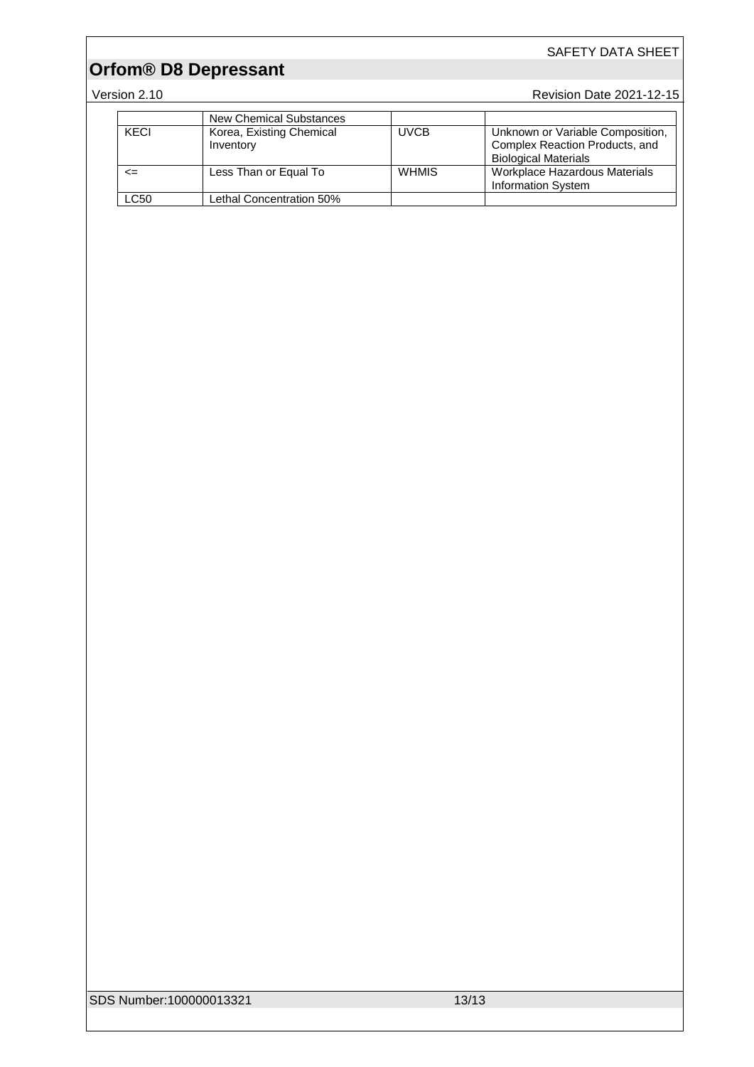| | | | |
|---|---|---|---|
| | New Chemical Substances | | |
| KECI | Korea, Existing Chemical Inventory | UVCB | Unknown or Variable Composition, Complex Reaction Products, and Biological Materials |
| <= | Less Than or Equal To | WHMIS | Workplace Hazardous Materials Information System |
| LC50 | Lethal Concentration 50% | | |